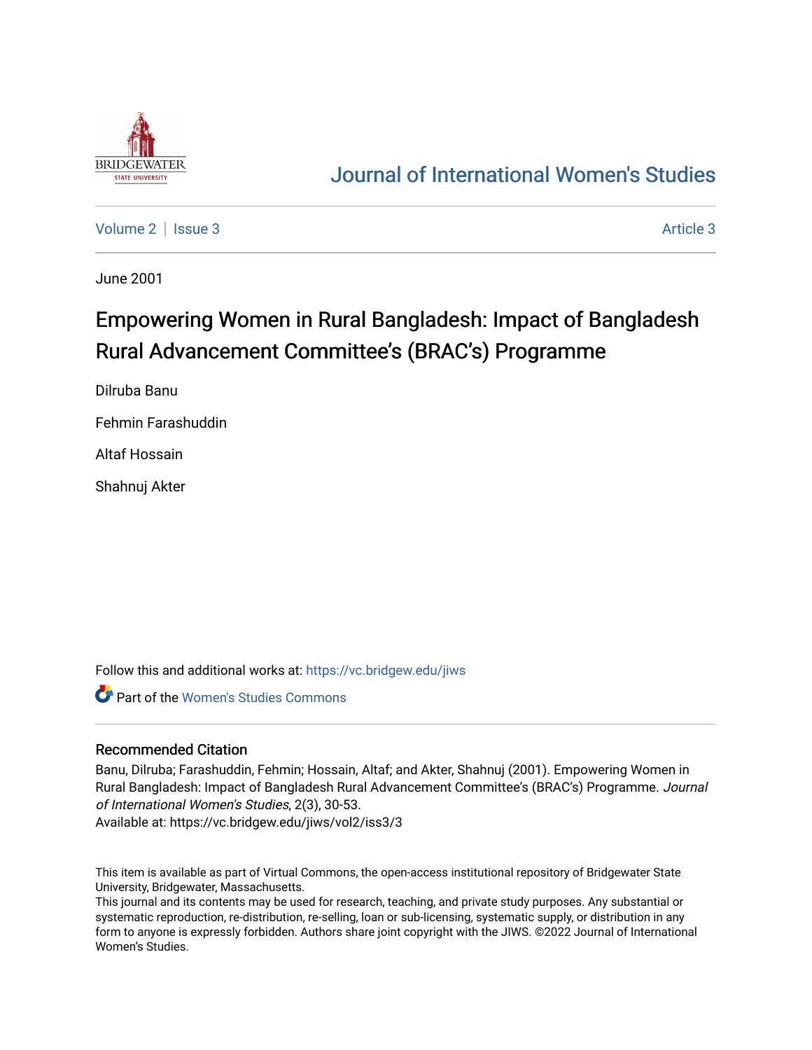# Journal of International Women's Studies

Volume 2 | Issue 3 Article 3

June 2001

## Empowering Women in Rural Bangladesh: Impact of Bangladesh Rural Advancement Committee's (BRAC's) Programme

Dilruba Banu

Fehmin Farashuddin

Altaf Hossain

Shahnuj Akter

Follow this and additional works at: https://vc.bridgew.edu/jiws

Part of the Women's Studies Commons

### Recommended Citation

Banu, Dilruba; Farashuddin, Fehmin; Hossain, Altaf; and Akter, Shahnuj (2001). Empowering Women in Rural Bangladesh: Impact of Bangladesh Rural Advancement Committee's (BRAC's) Programme. *Journal of International Women's Studies*, 2(3), 30-53.

Available at: https://vc.bridgew.edu/jiws/vol2/iss3/3

This item is available as part of Virtual Commons, the open-access institutional repository of Bridgewater State University, Bridgewater, Massachusetts.

This journal and its contents may be used for research, teaching, and private study purposes. Any substantial or systematic reproduction, re-distribution, re-selling, loan or sub-licensing, systematic supply, or distribution in any form to anyone is expressly forbidden. Authors share joint copyright with the JIWS. ©2022 Journal of International Women's Studies.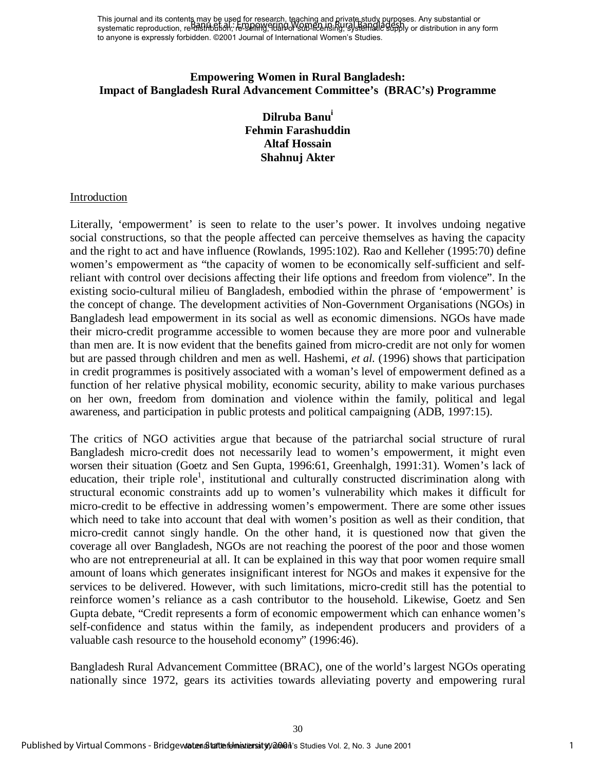This journal and its contents may be used for research, teaching and private study purposes. Any substantial or systematic reproduction, re-distribution, re-selling, loan or sub-licensing, systematic supply or distribution in any form to anyone is expressly forbidden. ©2001 Journal of International Women's Studies.

# Empowering Women in Rural Bangladesh: Impact of Bangladesh Rural Advancement Committee's (BRAC's) Programme

**Dilruba Banu[i]**
**Fehmin Farashuddin**
**Altaf Hossain**
**Shahnuj Akter**

## Introduction

Literally, 'empowerment' is seen to relate to the user's power. It involves undoing negative social constructions, so that the people affected can perceive themselves as having the capacity and the right to act and have influence (Rowlands, 1995:102). Rao and Kelleher (1995:70) define women's empowerment as "the capacity of women to be economically self-sufficient and self-reliant with control over decisions affecting their life options and freedom from violence". In the existing socio-cultural milieu of Bangladesh, embodied within the phrase of 'empowerment' is the concept of change. The development activities of Non-Government Organisations (NGOs) in Bangladesh lead empowerment in its social as well as economic dimensions. NGOs have made their micro-credit programme accessible to women because they are more poor and vulnerable than men are. It is now evident that the benefits gained from micro-credit are not only for women but are passed through children and men as well. Hashemi, *et al.* (1996) shows that participation in credit programmes is positively associated with a woman's level of empowerment defined as a function of her relative physical mobility, economic security, ability to make various purchases on her own, freedom from domination and violence within the family, political and legal awareness, and participation in public protests and political campaigning (ADB, 1997:15).

The critics of NGO activities argue that because of the patriarchal social structure of rural Bangladesh micro-credit does not necessarily lead to women's empowerment, it might even worsen their situation (Goetz and Sen Gupta, 1996:61, Greenhalgh, 1991:31). Women's lack of education, their triple role[1], institutional and culturally constructed discrimination along with structural economic constraints add up to women's vulnerability which makes it difficult for micro-credit to be effective in addressing women's empowerment. There are some other issues which need to take into account that deal with women's position as well as their condition, that micro-credit cannot singly handle. On the other hand, it is questioned now that given the coverage all over Bangladesh, NGOs are not reaching the poorest of the poor and those women who are not entrepreneurial at all. It can be explained in this way that poor women require small amount of loans which generates insignificant interest for NGOs and makes it expensive for the services to be delivered. However, with such limitations, micro-credit still has the potential to reinforce women's reliance as a cash contributor to the household. Likewise, Goetz and Sen Gupta debate, "Credit represents a form of economic empowerment which can enhance women's self-confidence and status within the family, as independent producers and providers of a valuable cash resource to the household economy" (1996:46).

Bangladesh Rural Advancement Committee (BRAC), one of the world's largest NGOs operating nationally since 1972, gears its activities towards alleviating poverty and empowering rural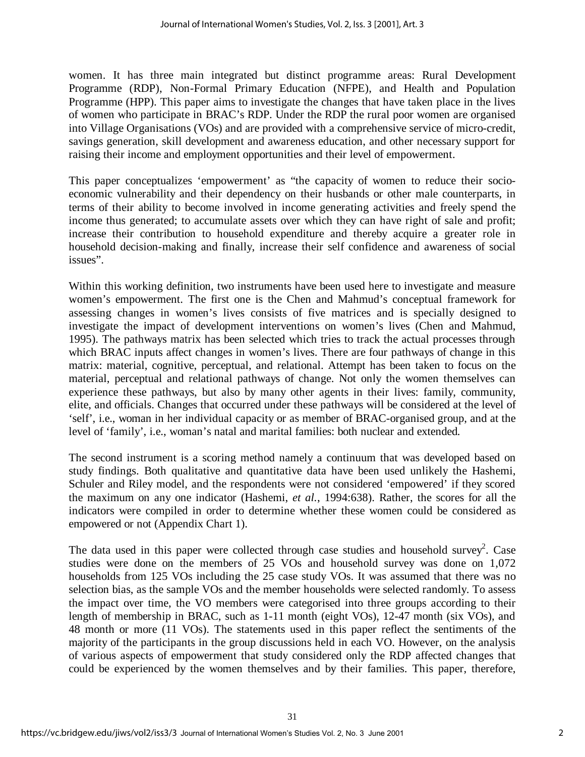women. It has three main integrated but distinct programme areas: Rural Development Programme (RDP), Non-Formal Primary Education (NFPE), and Health and Population Programme (HPP). This paper aims to investigate the changes that have taken place in the lives of women who participate in BRAC's RDP. Under the RDP the rural poor women are organised into Village Organisations (VOs) and are provided with a comprehensive service of micro-credit, savings generation, skill development and awareness education, and other necessary support for raising their income and employment opportunities and their level of empowerment.

This paper conceptualizes 'empowerment' as "the capacity of women to reduce their socio-economic vulnerability and their dependency on their husbands or other male counterparts, in terms of their ability to become involved in income generating activities and freely spend the income thus generated; to accumulate assets over which they can have right of sale and profit; increase their contribution to household expenditure and thereby acquire a greater role in household decision-making and finally, increase their self confidence and awareness of social issues".

Within this working definition, two instruments have been used here to investigate and measure women's empowerment. The first one is the Chen and Mahmud's conceptual framework for assessing changes in women's lives consists of five matrices and is specially designed to investigate the impact of development interventions on women's lives (Chen and Mahmud, 1995). The pathways matrix has been selected which tries to track the actual processes through which BRAC inputs affect changes in women's lives. There are four pathways of change in this matrix: material, cognitive, perceptual, and relational. Attempt has been taken to focus on the material, perceptual and relational pathways of change. Not only the women themselves can experience these pathways, but also by many other agents in their lives: family, community, elite, and officials. Changes that occurred under these pathways will be considered at the level of 'self', i.e., woman in her individual capacity or as member of BRAC-organised group, and at the level of 'family', i.e., woman's natal and marital families: both nuclear and extended.

The second instrument is a scoring method namely a continuum that was developed based on study findings. Both qualitative and quantitative data have been used unlikely the Hashemi, Schuler and Riley model, and the respondents were not considered 'empowered' if they scored the maximum on any one indicator (Hashemi, *et al.*, 1994:638). Rather, the scores for all the indicators were compiled in order to determine whether these women could be considered as empowered or not (Appendix Chart 1).

The data used in this paper were collected through case studies and household survey[2]. Case studies were done on the members of 25 VOs and household survey was done on 1,072 households from 125 VOs including the 25 case study VOs. It was assumed that there was no selection bias, as the sample VOs and the member households were selected randomly. To assess the impact over time, the VO members were categorised into three groups according to their length of membership in BRAC, such as 1-11 month (eight VOs), 12-47 month (six VOs), and 48 month or more (11 VOs). The statements used in this paper reflect the sentiments of the majority of the participants in the group discussions held in each VO. However, on the analysis of various aspects of empowerment that study considered only the RDP affected changes that could be experienced by the women themselves and by their families. This paper, therefore,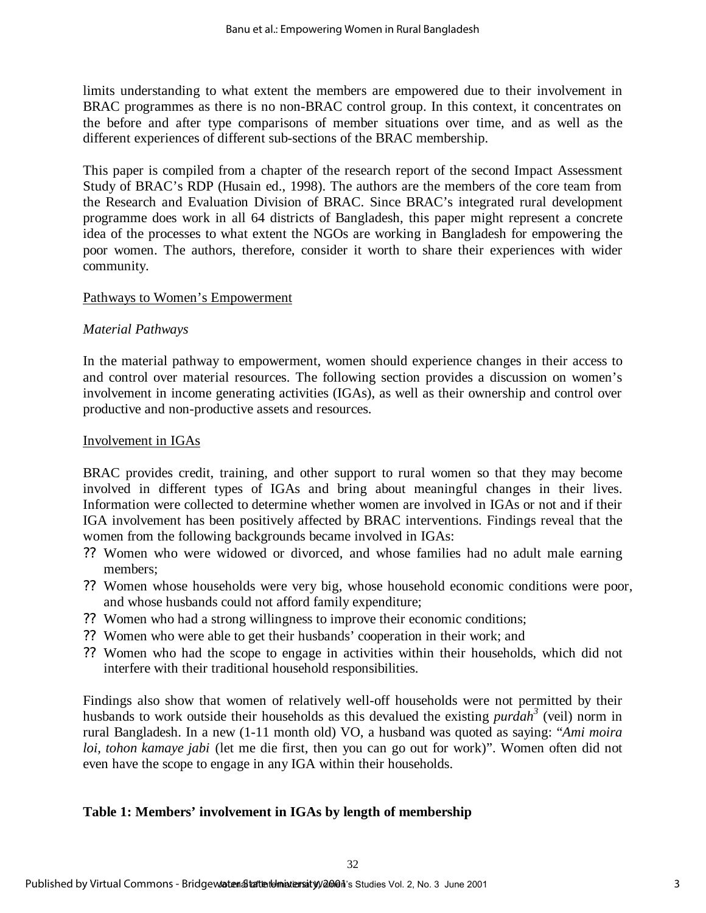limits understanding to what extent the members are empowered due to their involvement in BRAC programmes as there is no non-BRAC control group. In this context, it concentrates on the before and after type comparisons of member situations over time, and as well as the different experiences of different sub-sections of the BRAC membership.

This paper is compiled from a chapter of the research report of the second Impact Assessment Study of BRAC's RDP (Husain ed., 1998). The authors are the members of the core team from the Research and Evaluation Division of BRAC. Since BRAC's integrated rural development programme does work in all 64 districts of Bangladesh, this paper might represent a concrete idea of the processes to what extent the NGOs are working in Bangladesh for empowering the poor women. The authors, therefore, consider it worth to share their experiences with wider community.

## Pathways to Women's Empowerment

### *Material Pathways*

In the material pathway to empowerment, women should experience changes in their access to and control over material resources. The following section provides a discussion on women's involvement in income generating activities (IGAs), as well as their ownership and control over productive and non-productive assets and resources.

### Involvement in IGAs

BRAC provides credit, training, and other support to rural women so that they may become involved in different types of IGAs and bring about meaningful changes in their lives. Information were collected to determine whether women are involved in IGAs or not and if their IGA involvement has been positively affected by BRAC interventions. Findings reveal that the women from the following backgrounds became involved in IGAs:

- Women who were widowed or divorced, and whose families had no adult male earning members;
- Women whose households were very big, whose household economic conditions were poor, and whose husbands could not afford family expenditure;
- Women who had a strong willingness to improve their economic conditions;
- Women who were able to get their husbands' cooperation in their work; and
- Women who had the scope to engage in activities within their households, which did not interfere with their traditional household responsibilities.

Findings also show that women of relatively well-off households were not permitted by their husbands to work outside their households as this devalued the existing *purdah*[3] (veil) norm in rural Bangladesh. In a new (1-11 month old) VO, a husband was quoted as saying: "*Ami moira loi, tohon kamaye jabi* (let me die first, then you can go out for work)". Women often did not even have the scope to engage in any IGA within their households.

**Table 1: Members' involvement in IGAs by length of membership**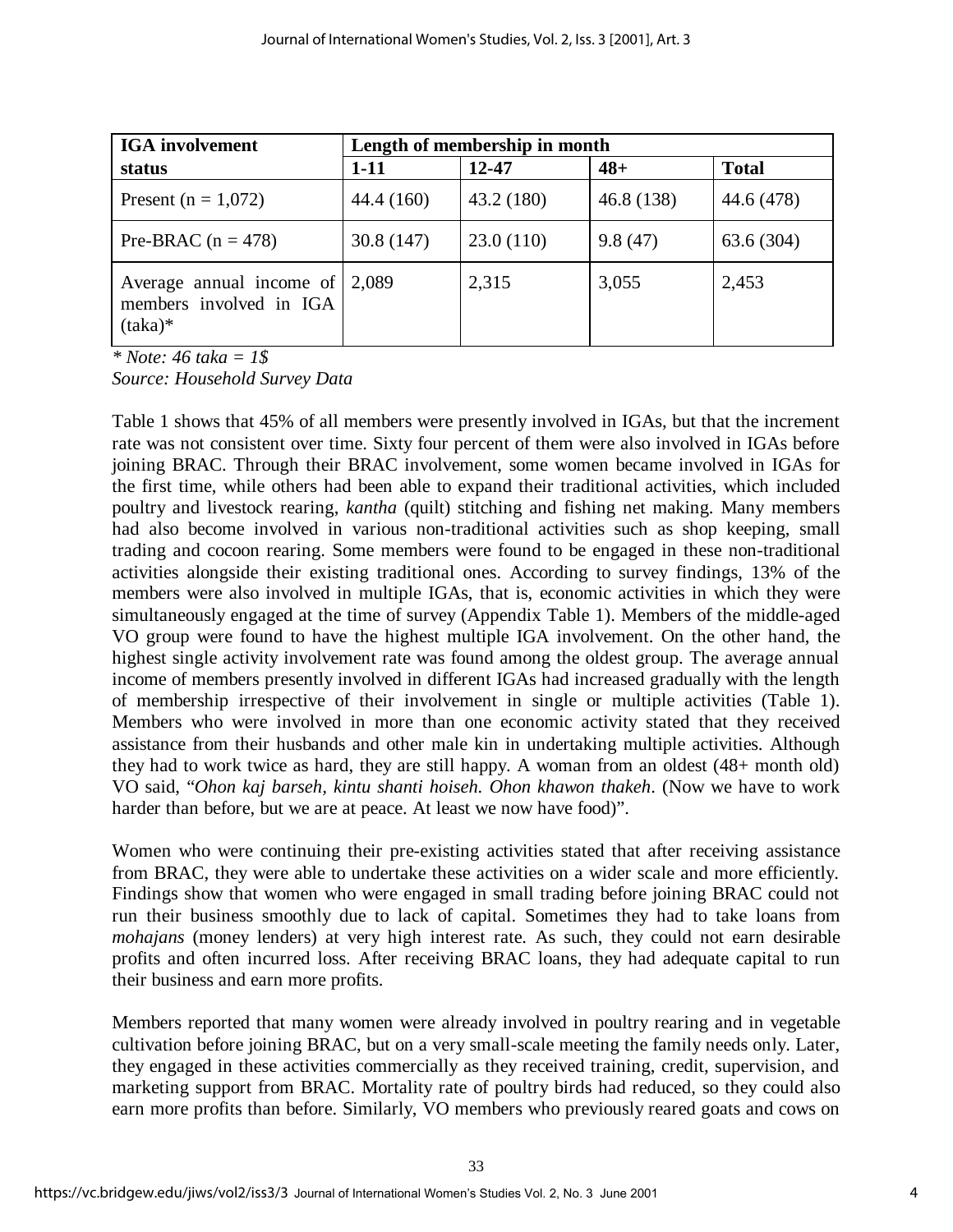| IGA involvement status | Length of membership in month | | | |
|---|---|---|---|---|
| | 1-11 | 12-47 | 48+ | Total |
| Present (n = 1,072) | 44.4 (160) | 43.2 (180) | 46.8 (138) | 44.6 (478) |
| Pre-BRAC (n = 478) | 30.8 (147) | 23.0 (110) | 9.8 (47) | 63.6 (304) |
| Average annual income of members involved in IGA (taka)* | 2,089 | 2,315 | 3,055 | 2,453 |

*\* Note: 46 taka = 1$*
*Source: Household Survey Data*

Table 1 shows that 45% of all members were presently involved in IGAs, but that the increment rate was not consistent over time. Sixty four percent of them were also involved in IGAs before joining BRAC. Through their BRAC involvement, some women became involved in IGAs for the first time, while others had been able to expand their traditional activities, which included poultry and livestock rearing, *kantha* (quilt) stitching and fishing net making. Many members had also become involved in various non-traditional activities such as shop keeping, small trading and cocoon rearing. Some members were found to be engaged in these non-traditional activities alongside their existing traditional ones. According to survey findings, 13% of the members were also involved in multiple IGAs, that is, economic activities in which they were simultaneously engaged at the time of survey (Appendix Table 1). Members of the middle-aged VO group were found to have the highest multiple IGA involvement. On the other hand, the highest single activity involvement rate was found among the oldest group. The average annual income of members presently involved in different IGAs had increased gradually with the length of membership irrespective of their involvement in single or multiple activities (Table 1). Members who were involved in more than one economic activity stated that they received assistance from their husbands and other male kin in undertaking multiple activities. Although they had to work twice as hard, they are still happy. A woman from an oldest (48+ month old) VO said, "*Ohon kaj barseh, kintu shanti hoiseh. Ohon khawon thakeh*. (Now we have to work harder than before, but we are at peace. At least we now have food)".

Women who were continuing their pre-existing activities stated that after receiving assistance from BRAC, they were able to undertake these activities on a wider scale and more efficiently. Findings show that women who were engaged in small trading before joining BRAC could not run their business smoothly due to lack of capital. Sometimes they had to take loans from *mohajans* (money lenders) at very high interest rate. As such, they could not earn desirable profits and often incurred loss. After receiving BRAC loans, they had adequate capital to run their business and earn more profits.

Members reported that many women were already involved in poultry rearing and in vegetable cultivation before joining BRAC, but on a very small-scale meeting the family needs only. Later, they engaged in these activities commercially as they received training, credit, supervision, and marketing support from BRAC. Mortality rate of poultry birds had reduced, so they could also earn more profits than before. Similarly, VO members who previously reared goats and cows on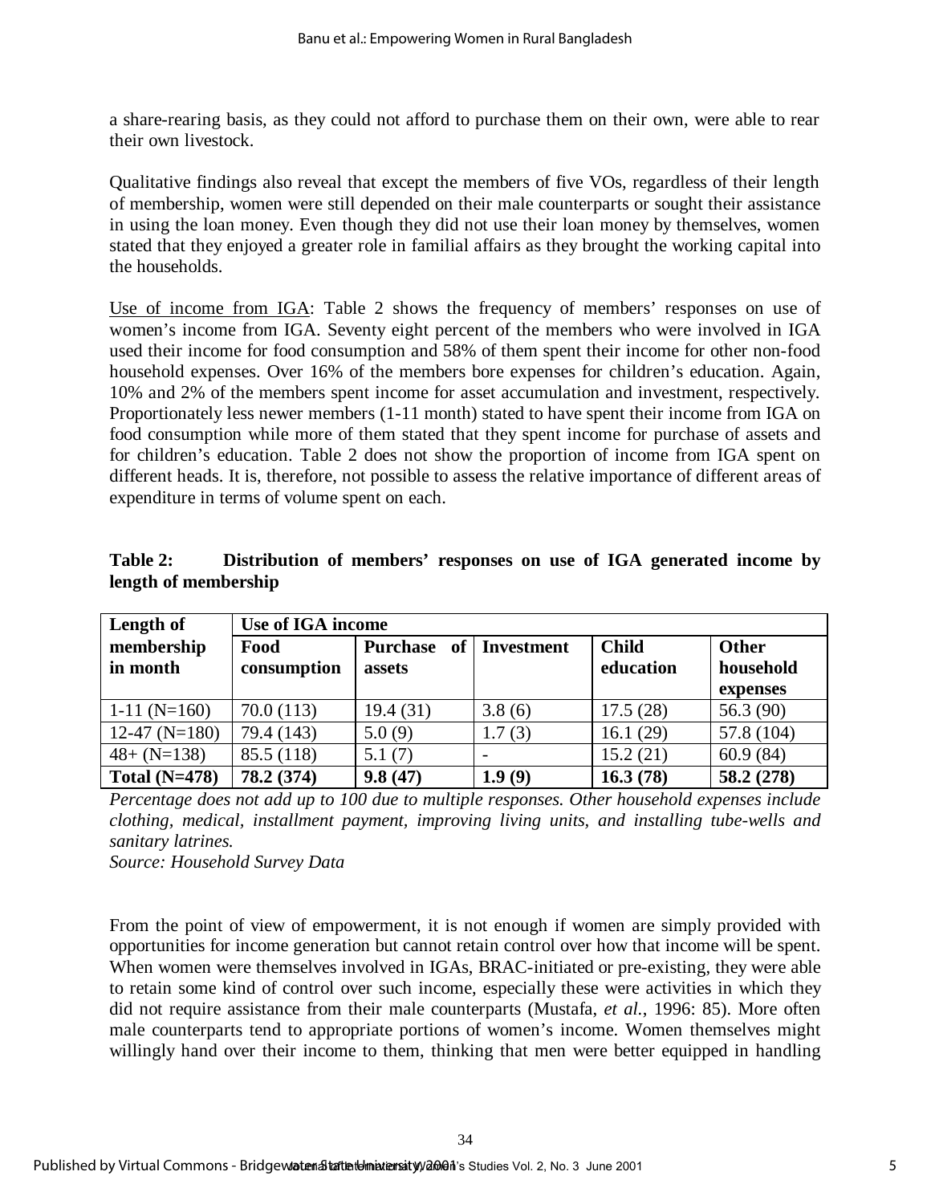a share-rearing basis, as they could not afford to purchase them on their own, were able to rear their own livestock.

Qualitative findings also reveal that except the members of five VOs, regardless of their length of membership, women were still depended on their male counterparts or sought their assistance in using the loan money. Even though they did not use their loan money by themselves, women stated that they enjoyed a greater role in familial affairs as they brought the working capital into the households.

Use of income from IGA: Table 2 shows the frequency of members' responses on use of women's income from IGA. Seventy eight percent of the members who were involved in IGA used their income for food consumption and 58% of them spent their income for other non-food household expenses. Over 16% of the members bore expenses for children's education. Again, 10% and 2% of the members spent income for asset accumulation and investment, respectively. Proportionately less newer members (1-11 month) stated to have spent their income from IGA on food consumption while more of them stated that they spent income for purchase of assets and for children's education. Table 2 does not show the proportion of income from IGA spent on different heads. It is, therefore, not possible to assess the relative importance of different areas of expenditure in terms of volume spent on each.

**Table 2: Distribution of members' responses on use of IGA generated income by length of membership**

| Length of membership in month | Use of IGA income | | | | |
|---|---|---|---|---|---|
| | Food consumption | Purchase of assets | Investment | Child education | Other household expenses |
| 1-11 (N=160) | 70.0 (113) | 19.4 (31) | 3.8 (6) | 17.5 (28) | 56.3 (90) |
| 12-47 (N=180) | 79.4 (143) | 5.0 (9) | 1.7 (3) | 16.1 (29) | 57.8 (104) |
| 48+ (N=138) | 85.5 (118) | 5.1 (7) | - | 15.2 (21) | 60.9 (84) |
| **Total (N=478)** | **78.2 (374)** | **9.8 (47)** | **1.9 (9)** | **16.3 (78)** | **58.2 (278)** |

*Percentage does not add up to 100 due to multiple responses. Other household expenses include clothing, medical, installment payment, improving living units, and installing tube-wells and sanitary latrines.*

*Source: Household Survey Data*

From the point of view of empowerment, it is not enough if women are simply provided with opportunities for income generation but cannot retain control over how that income will be spent. When women were themselves involved in IGAs, BRAC-initiated or pre-existing, they were able to retain some kind of control over such income, especially these were activities in which they did not require assistance from their male counterparts (Mustafa, *et al.*, 1996: 85). More often male counterparts tend to appropriate portions of women's income. Women themselves might willingly hand over their income to them, thinking that men were better equipped in handling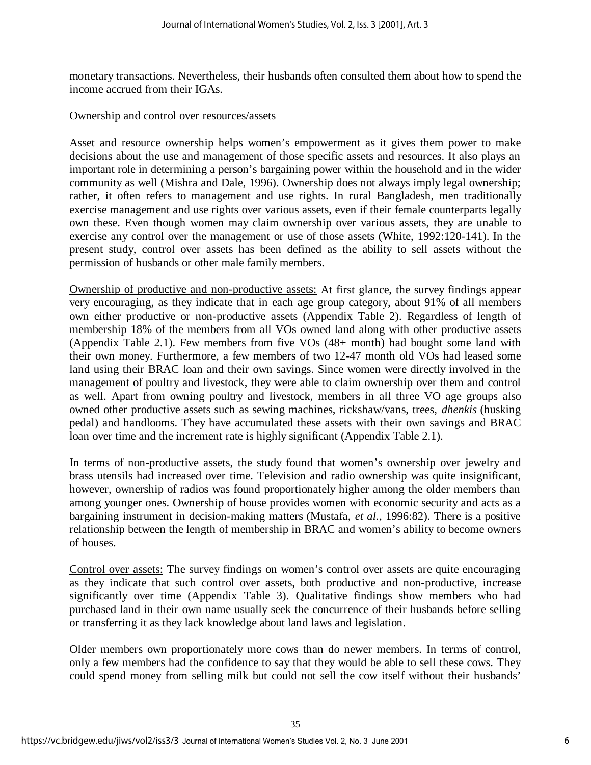monetary transactions. Nevertheless, their husbands often consulted them about how to spend the income accrued from their IGAs.

Ownership and control over resources/assets

Asset and resource ownership helps women's empowerment as it gives them power to make decisions about the use and management of those specific assets and resources. It also plays an important role in determining a person's bargaining power within the household and in the wider community as well (Mishra and Dale, 1996). Ownership does not always imply legal ownership; rather, it often refers to management and use rights. In rural Bangladesh, men traditionally exercise management and use rights over various assets, even if their female counterparts legally own these. Even though women may claim ownership over various assets, they are unable to exercise any control over the management or use of those assets (White, 1992:120-141). In the present study, control over assets has been defined as the ability to sell assets without the permission of husbands or other male family members.

Ownership of productive and non-productive assets: At first glance, the survey findings appear very encouraging, as they indicate that in each age group category, about 91% of all members own either productive or non-productive assets (Appendix Table 2). Regardless of length of membership 18% of the members from all VOs owned land along with other productive assets (Appendix Table 2.1). Few members from five VOs (48+ month) had bought some land with their own money. Furthermore, a few members of two 12-47 month old VOs had leased some land using their BRAC loan and their own savings. Since women were directly involved in the management of poultry and livestock, they were able to claim ownership over them and control as well. Apart from owning poultry and livestock, members in all three VO age groups also owned other productive assets such as sewing machines, rickshaw/vans, trees, *dhenkis* (husking pedal) and handlooms. They have accumulated these assets with their own savings and BRAC loan over time and the increment rate is highly significant (Appendix Table 2.1).

In terms of non-productive assets, the study found that women's ownership over jewelry and brass utensils had increased over time. Television and radio ownership was quite insignificant, however, ownership of radios was found proportionately higher among the older members than among younger ones. Ownership of house provides women with economic security and acts as a bargaining instrument in decision-making matters (Mustafa, *et al.*, 1996:82). There is a positive relationship between the length of membership in BRAC and women's ability to become owners of houses.

Control over assets: The survey findings on women's control over assets are quite encouraging as they indicate that such control over assets, both productive and non-productive, increase significantly over time (Appendix Table 3). Qualitative findings show members who had purchased land in their own name usually seek the concurrence of their husbands before selling or transferring it as they lack knowledge about land laws and legislation.

Older members own proportionately more cows than do newer members. In terms of control, only a few members had the confidence to say that they would be able to sell these cows. They could spend money from selling milk but could not sell the cow itself without their husbands'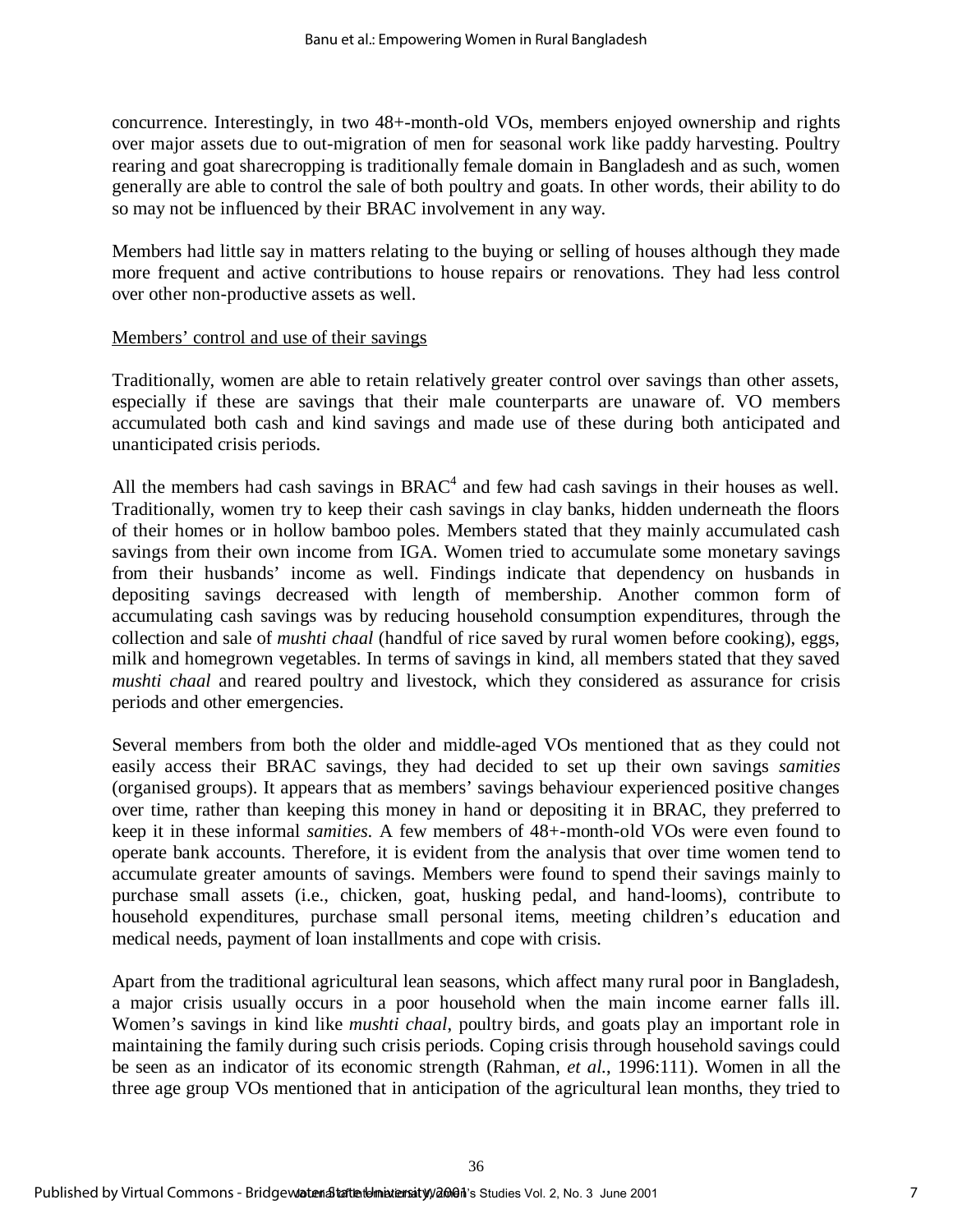concurrence. Interestingly, in two 48+-month-old VOs, members enjoyed ownership and rights over major assets due to out-migration of men for seasonal work like paddy harvesting. Poultry rearing and goat sharecropping is traditionally female domain in Bangladesh and as such, women generally are able to control the sale of both poultry and goats. In other words, their ability to do so may not be influenced by their BRAC involvement in any way.

Members had little say in matters relating to the buying or selling of houses although they made more frequent and active contributions to house repairs or renovations. They had less control over other non-productive assets as well.

Members' control and use of their savings

Traditionally, women are able to retain relatively greater control over savings than other assets, especially if these are savings that their male counterparts are unaware of. VO members accumulated both cash and kind savings and made use of these during both anticipated and unanticipated crisis periods.

All the members had cash savings in BRAC[4] and few had cash savings in their houses as well. Traditionally, women try to keep their cash savings in clay banks, hidden underneath the floors of their homes or in hollow bamboo poles. Members stated that they mainly accumulated cash savings from their own income from IGA. Women tried to accumulate some monetary savings from their husbands' income as well. Findings indicate that dependency on husbands in depositing savings decreased with length of membership. Another common form of accumulating cash savings was by reducing household consumption expenditures, through the collection and sale of *mushti chaal* (handful of rice saved by rural women before cooking), eggs, milk and homegrown vegetables. In terms of savings in kind, all members stated that they saved *mushti chaal* and reared poultry and livestock, which they considered as assurance for crisis periods and other emergencies.

Several members from both the older and middle-aged VOs mentioned that as they could not easily access their BRAC savings, they had decided to set up their own savings *samities* (organised groups). It appears that as members' savings behaviour experienced positive changes over time, rather than keeping this money in hand or depositing it in BRAC, they preferred to keep it in these informal *samities*. A few members of 48+-month-old VOs were even found to operate bank accounts. Therefore, it is evident from the analysis that over time women tend to accumulate greater amounts of savings. Members were found to spend their savings mainly to purchase small assets (i.e., chicken, goat, husking pedal, and hand-looms), contribute to household expenditures, purchase small personal items, meeting children's education and medical needs, payment of loan installments and cope with crisis.

Apart from the traditional agricultural lean seasons, which affect many rural poor in Bangladesh, a major crisis usually occurs in a poor household when the main income earner falls ill. Women's savings in kind like *mushti chaal*, poultry birds, and goats play an important role in maintaining the family during such crisis periods. Coping crisis through household savings could be seen as an indicator of its economic strength (Rahman, *et al.*, 1996:111). Women in all the three age group VOs mentioned that in anticipation of the agricultural lean months, they tried to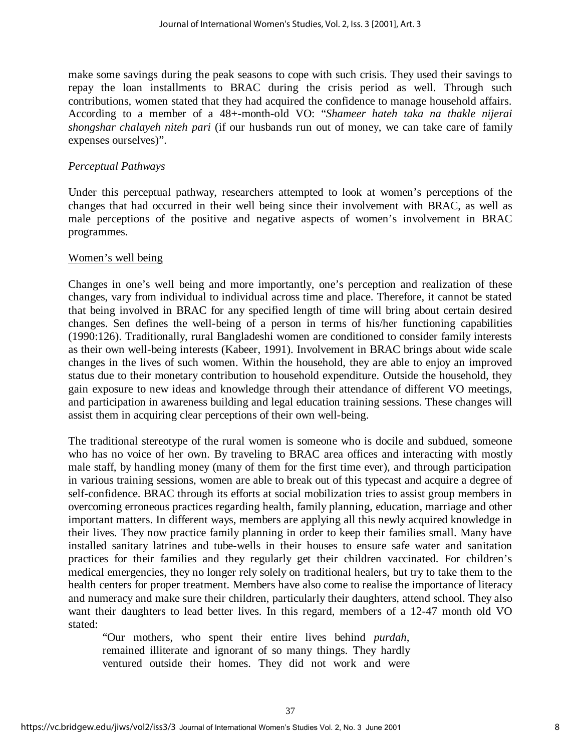make some savings during the peak seasons to cope with such crisis. They used their savings to repay the loan installments to BRAC during the crisis period as well. Through such contributions, women stated that they had acquired the confidence to manage household affairs. According to a member of a 48+-month-old VO: "*Shameer hateh taka na thakle nijerai shongshar chalayeh niteh pari* (if our husbands run out of money, we can take care of family expenses ourselves)".

*Perceptual Pathways*

Under this perceptual pathway, researchers attempted to look at women's perceptions of the changes that had occurred in their well being since their involvement with BRAC, as well as male perceptions of the positive and negative aspects of women's involvement in BRAC programmes.

<u>Women's well being</u>

Changes in one's well being and more importantly, one's perception and realization of these changes, vary from individual to individual across time and place. Therefore, it cannot be stated that being involved in BRAC for any specified length of time will bring about certain desired changes. Sen defines the well-being of a person in terms of his/her functioning capabilities (1990:126). Traditionally, rural Bangladeshi women are conditioned to consider family interests as their own well-being interests (Kabeer, 1991). Involvement in BRAC brings about wide scale changes in the lives of such women. Within the household, they are able to enjoy an improved status due to their monetary contribution to household expenditure. Outside the household, they gain exposure to new ideas and knowledge through their attendance of different VO meetings, and participation in awareness building and legal education training sessions. These changes will assist them in acquiring clear perceptions of their own well-being.

The traditional stereotype of the rural women is someone who is docile and subdued, someone who has no voice of her own. By traveling to BRAC area offices and interacting with mostly male staff, by handling money (many of them for the first time ever), and through participation in various training sessions, women are able to break out of this typecast and acquire a degree of self-confidence. BRAC through its efforts at social mobilization tries to assist group members in overcoming erroneous practices regarding health, family planning, education, marriage and other important matters. In different ways, members are applying all this newly acquired knowledge in their lives. They now practice family planning in order to keep their families small. Many have installed sanitary latrines and tube-wells in their houses to ensure safe water and sanitation practices for their families and they regularly get their children vaccinated. For children's medical emergencies, they no longer rely solely on traditional healers, but try to take them to the health centers for proper treatment. Members have also come to realise the importance of literacy and numeracy and make sure their children, particularly their daughters, attend school. They also want their daughters to lead better lives. In this regard, members of a 12-47 month old VO stated:

> "Our mothers, who spent their entire lives behind *purdah*, remained illiterate and ignorant of so many things. They hardly ventured outside their homes. They did not work and were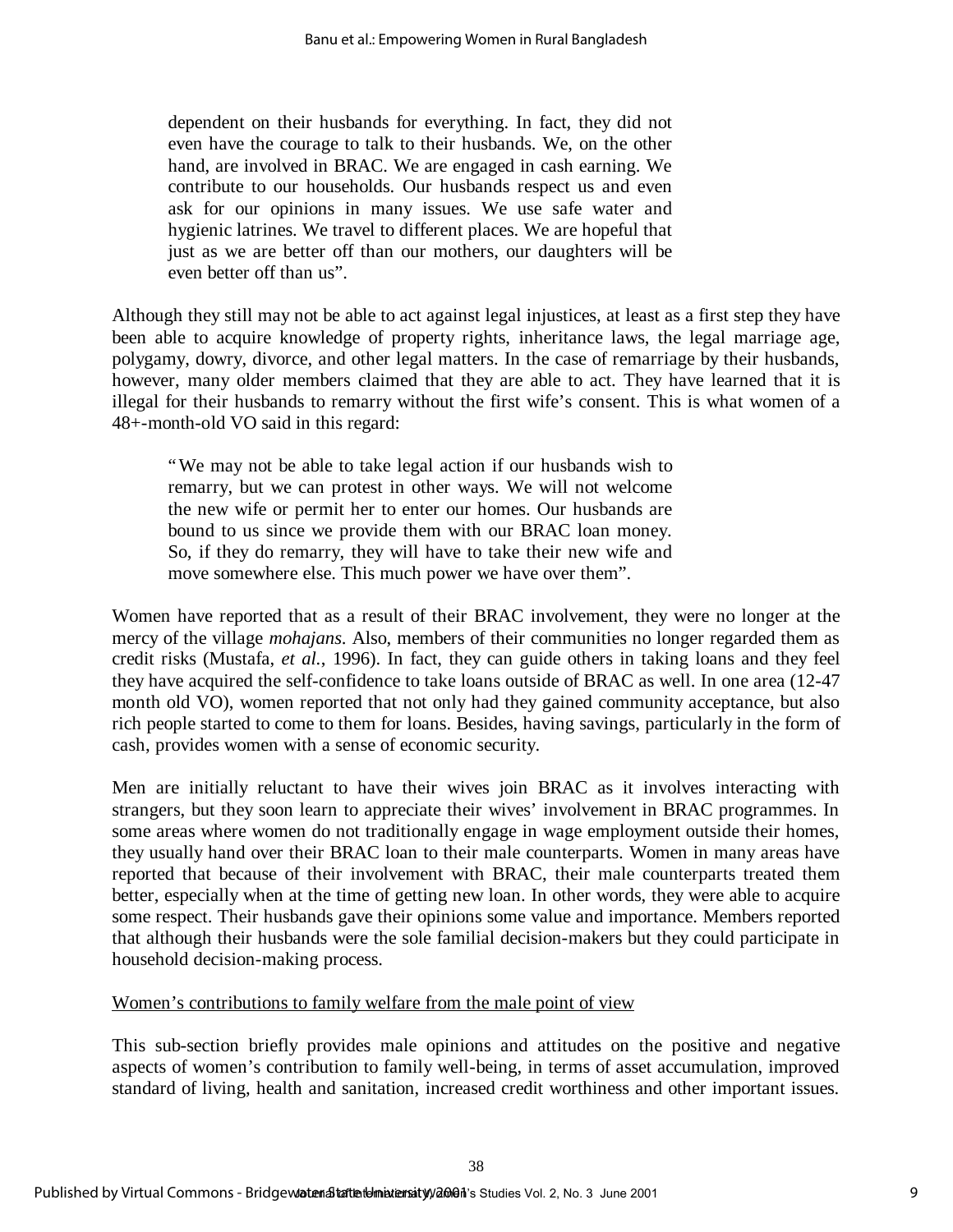> dependent on their husbands for everything. In fact, they did not even have the courage to talk to their husbands. We, on the other hand, are involved in BRAC. We are engaged in cash earning. We contribute to our households. Our husbands respect us and even ask for our opinions in many issues. We use safe water and hygienic latrines. We travel to different places. We are hopeful that just as we are better off than our mothers, our daughters will be even better off than us".

Although they still may not be able to act against legal injustices, at least as a first step they have been able to acquire knowledge of property rights, inheritance laws, the legal marriage age, polygamy, dowry, divorce, and other legal matters. In the case of remarriage by their husbands, however, many older members claimed that they are able to act. They have learned that it is illegal for their husbands to remarry without the first wife's consent. This is what women of a 48+-month-old VO said in this regard:

> "We may not be able to take legal action if our husbands wish to remarry, but we can protest in other ways. We will not welcome the new wife or permit her to enter our homes. Our husbands are bound to us since we provide them with our BRAC loan money. So, if they do remarry, they will have to take their new wife and move somewhere else. This much power we have over them".

Women have reported that as a result of their BRAC involvement, they were no longer at the mercy of the village *mohajans*. Also, members of their communities no longer regarded them as credit risks (Mustafa, *et al.*, 1996). In fact, they can guide others in taking loans and they feel they have acquired the self-confidence to take loans outside of BRAC as well. In one area (12-47 month old VO), women reported that not only had they gained community acceptance, but also rich people started to come to them for loans. Besides, having savings, particularly in the form of cash, provides women with a sense of economic security.

Men are initially reluctant to have their wives join BRAC as it involves interacting with strangers, but they soon learn to appreciate their wives' involvement in BRAC programmes. In some areas where women do not traditionally engage in wage employment outside their homes, they usually hand over their BRAC loan to their male counterparts. Women in many areas have reported that because of their involvement with BRAC, their male counterparts treated them better, especially when at the time of getting new loan. In other words, they were able to acquire some respect. Their husbands gave their opinions some value and importance. Members reported that although their husbands were the sole familial decision-makers but they could participate in household decision-making process.

<u>Women's contributions to family welfare from the male point of view</u>

This sub-section briefly provides male opinions and attitudes on the positive and negative aspects of women's contribution to family well-being, in terms of asset accumulation, improved standard of living, health and sanitation, increased credit worthiness and other important issues.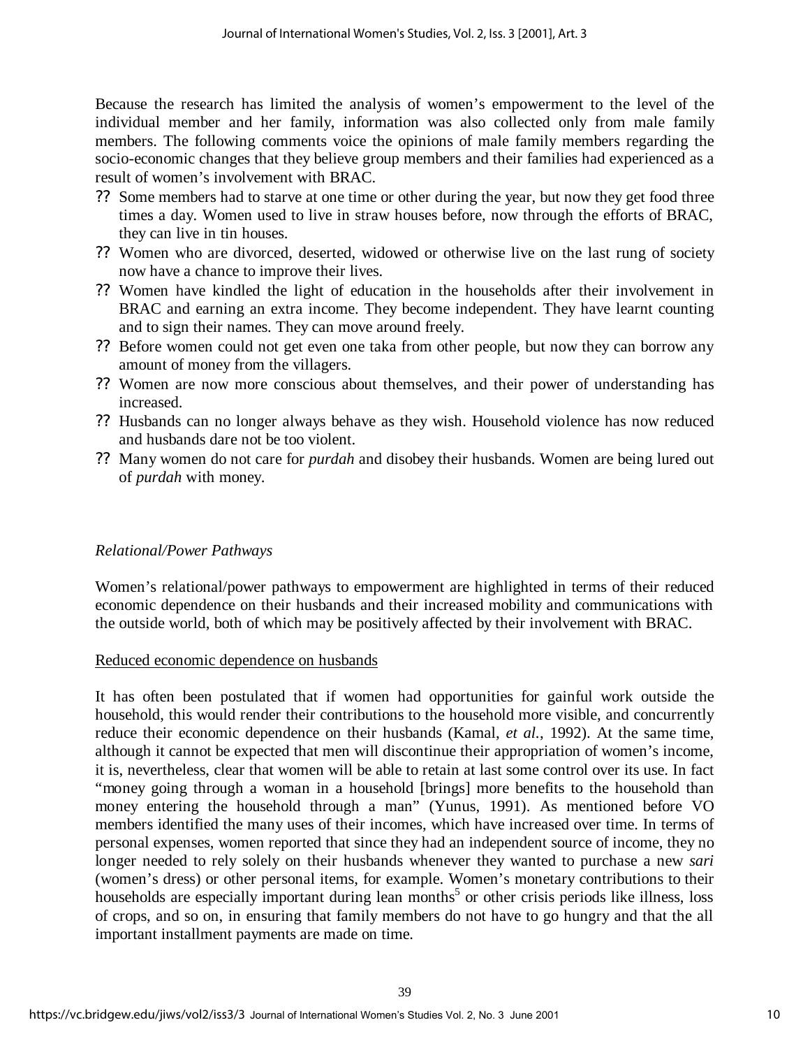Because the research has limited the analysis of women's empowerment to the level of the individual member and her family, information was also collected only from male family members. The following comments voice the opinions of male family members regarding the socio-economic changes that they believe group members and their families had experienced as a result of women's involvement with BRAC.

- Some members had to starve at one time or other during the year, but now they get food three times a day. Women used to live in straw houses before, now through the efforts of BRAC, they can live in tin houses.
- Women who are divorced, deserted, widowed or otherwise live on the last rung of society now have a chance to improve their lives.
- Women have kindled the light of education in the households after their involvement in BRAC and earning an extra income. They become independent. They have learnt counting and to sign their names. They can move around freely.
- Before women could not get even one taka from other people, but now they can borrow any amount of money from the villagers.
- Women are now more conscious about themselves, and their power of understanding has increased.
- Husbands can no longer always behave as they wish. Household violence has now reduced and husbands dare not be too violent.
- Many women do not care for *purdah* and disobey their husbands. Women are being lured out of *purdah* with money.

### *Relational/Power Pathways*

Women's relational/power pathways to empowerment are highlighted in terms of their reduced economic dependence on their husbands and their increased mobility and communications with the outside world, both of which may be positively affected by their involvement with BRAC.

#### Reduced economic dependence on husbands

It has often been postulated that if women had opportunities for gainful work outside the household, this would render their contributions to the household more visible, and concurrently reduce their economic dependence on their husbands (Kamal, *et al.*, 1992). At the same time, although it cannot be expected that men will discontinue their appropriation of women's income, it is, nevertheless, clear that women will be able to retain at last some control over its use. In fact "money going through a woman in a household [brings] more benefits to the household than money entering the household through a man" (Yunus, 1991). As mentioned before VO members identified the many uses of their incomes, which have increased over time. In terms of personal expenses, women reported that since they had an independent source of income, they no longer needed to rely solely on their husbands whenever they wanted to purchase a new *sari* (women's dress) or other personal items, for example. Women's monetary contributions to their households are especially important during lean months[5] or other crisis periods like illness, loss of crops, and so on, in ensuring that family members do not have to go hungry and that the all important installment payments are made on time.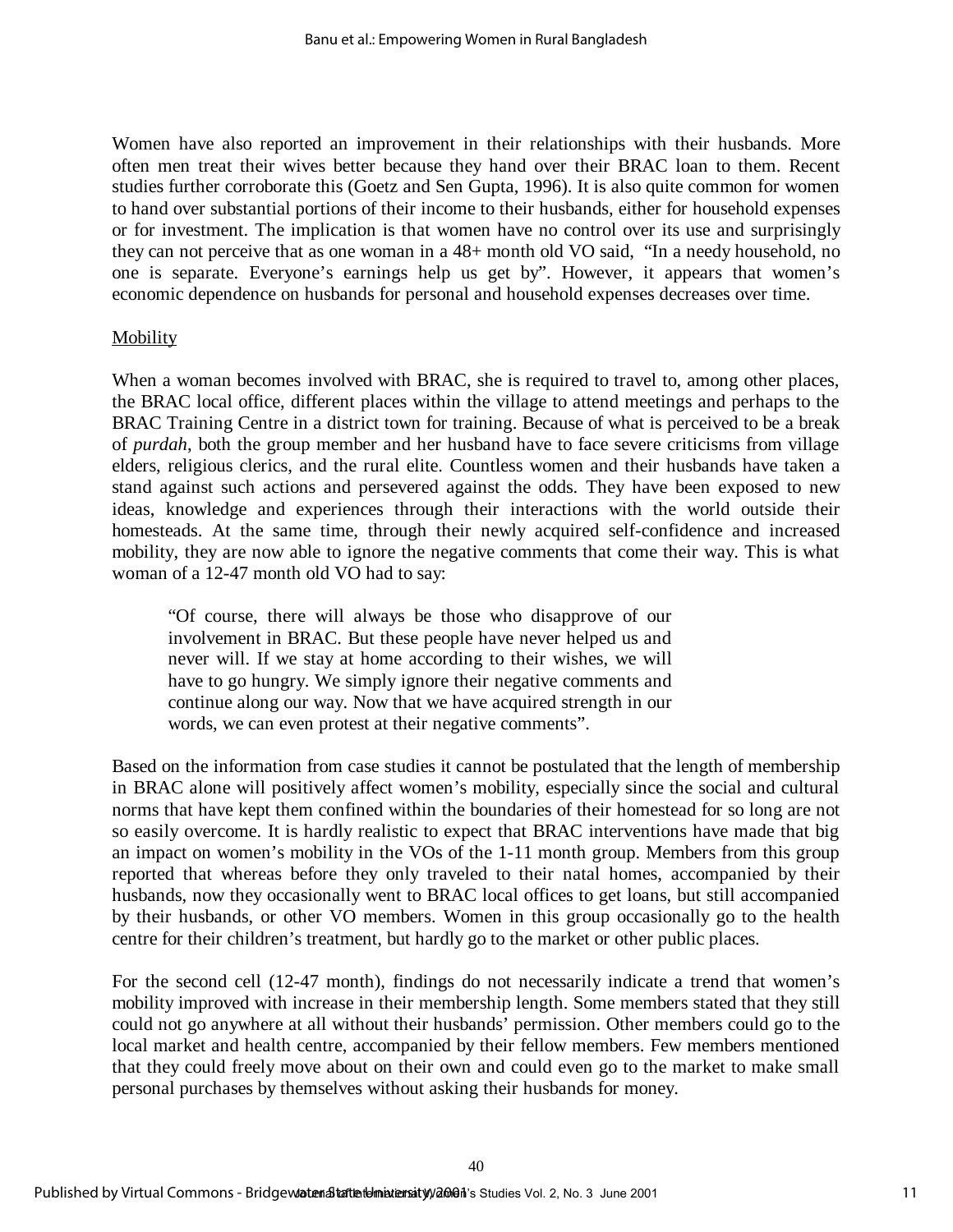Women have also reported an improvement in their relationships with their husbands. More often men treat their wives better because they hand over their BRAC loan to them. Recent studies further corroborate this (Goetz and Sen Gupta, 1996). It is also quite common for women to hand over substantial portions of their income to their husbands, either for household expenses or for investment. The implication is that women have no control over its use and surprisingly they can not perceive that as one woman in a 48+ month old VO said, "In a needy household, no one is separate. Everyone's earnings help us get by". However, it appears that women's economic dependence on husbands for personal and household expenses decreases over time.

<u>Mobility</u>

When a woman becomes involved with BRAC, she is required to travel to, among other places, the BRAC local office, different places within the village to attend meetings and perhaps to the BRAC Training Centre in a district town for training. Because of what is perceived to be a break of *purdah*, both the group member and her husband have to face severe criticisms from village elders, religious clerics, and the rural elite. Countless women and their husbands have taken a stand against such actions and persevered against the odds. They have been exposed to new ideas, knowledge and experiences through their interactions with the world outside their homesteads. At the same time, through their newly acquired self-confidence and increased mobility, they are now able to ignore the negative comments that come their way. This is what woman of a 12-47 month old VO had to say:

> "Of course, there will always be those who disapprove of our involvement in BRAC. But these people have never helped us and never will. If we stay at home according to their wishes, we will have to go hungry. We simply ignore their negative comments and continue along our way. Now that we have acquired strength in our words, we can even protest at their negative comments".

Based on the information from case studies it cannot be postulated that the length of membership in BRAC alone will positively affect women's mobility, especially since the social and cultural norms that have kept them confined within the boundaries of their homestead for so long are not so easily overcome. It is hardly realistic to expect that BRAC interventions have made that big an impact on women's mobility in the VOs of the 1-11 month group. Members from this group reported that whereas before they only traveled to their natal homes, accompanied by their husbands, now they occasionally went to BRAC local offices to get loans, but still accompanied by their husbands, or other VO members. Women in this group occasionally go to the health centre for their children's treatment, but hardly go to the market or other public places.

For the second cell (12-47 month), findings do not necessarily indicate a trend that women's mobility improved with increase in their membership length. Some members stated that they still could not go anywhere at all without their husbands' permission. Other members could go to the local market and health centre, accompanied by their fellow members. Few members mentioned that they could freely move about on their own and could even go to the market to make small personal purchases by themselves without asking their husbands for money.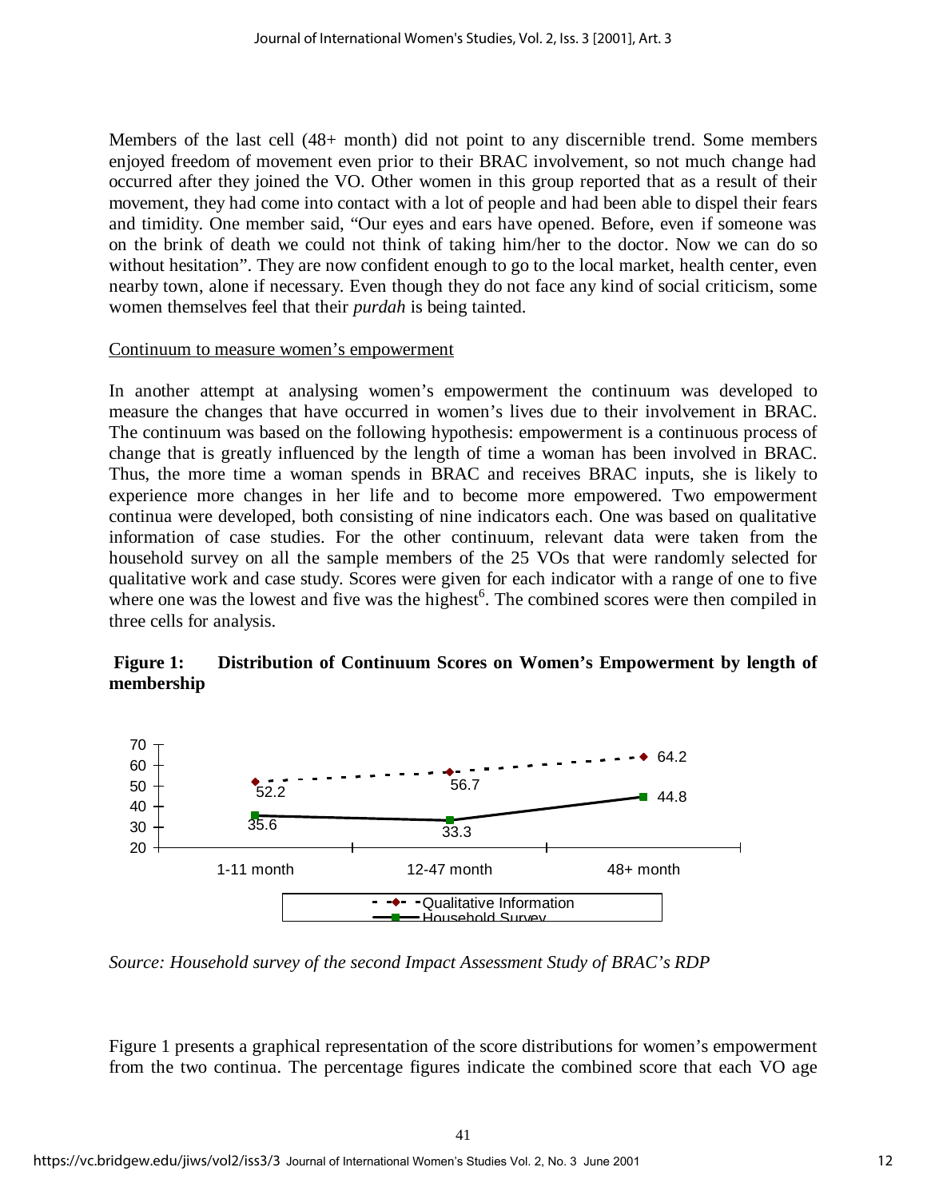Members of the last cell (48+ month) did not point to any discernible trend. Some members enjoyed freedom of movement even prior to their BRAC involvement, so not much change had occurred after they joined the VO. Other women in this group reported that as a result of their movement, they had come into contact with a lot of people and had been able to dispel their fears and timidity. One member said, "Our eyes and ears have opened. Before, even if someone was on the brink of death we could not think of taking him/her to the doctor. Now we can do so without hesitation". They are now confident enough to go to the local market, health center, even nearby town, alone if necessary. Even though they do not face any kind of social criticism, some women themselves feel that their *purdah* is being tainted.

Continuum to measure women's empowerment

In another attempt at analysing women's empowerment the continuum was developed to measure the changes that have occurred in women's lives due to their involvement in BRAC. The continuum was based on the following hypothesis: empowerment is a continuous process of change that is greatly influenced by the length of time a woman has been involved in BRAC. Thus, the more time a woman spends in BRAC and receives BRAC inputs, she is likely to experience more changes in her life and to become more empowered. Two empowerment continua were developed, both consisting of nine indicators each. One was based on qualitative information of case studies. For the other continuum, relevant data were taken from the household survey on all the sample members of the 25 VOs that were randomly selected for qualitative work and case study. Scores were given for each indicator with a range of one to five where one was the lowest and five was the highest[6]. The combined scores were then compiled in three cells for analysis.

**Figure 1: Distribution of Continuum Scores on Women's Empowerment by length of membership**

*Source: Household survey of the second Impact Assessment Study of BRAC's RDP*

Figure 1 presents a graphical representation of the score distributions for women's empowerment from the two continua. The percentage figures indicate the combined score that each VO age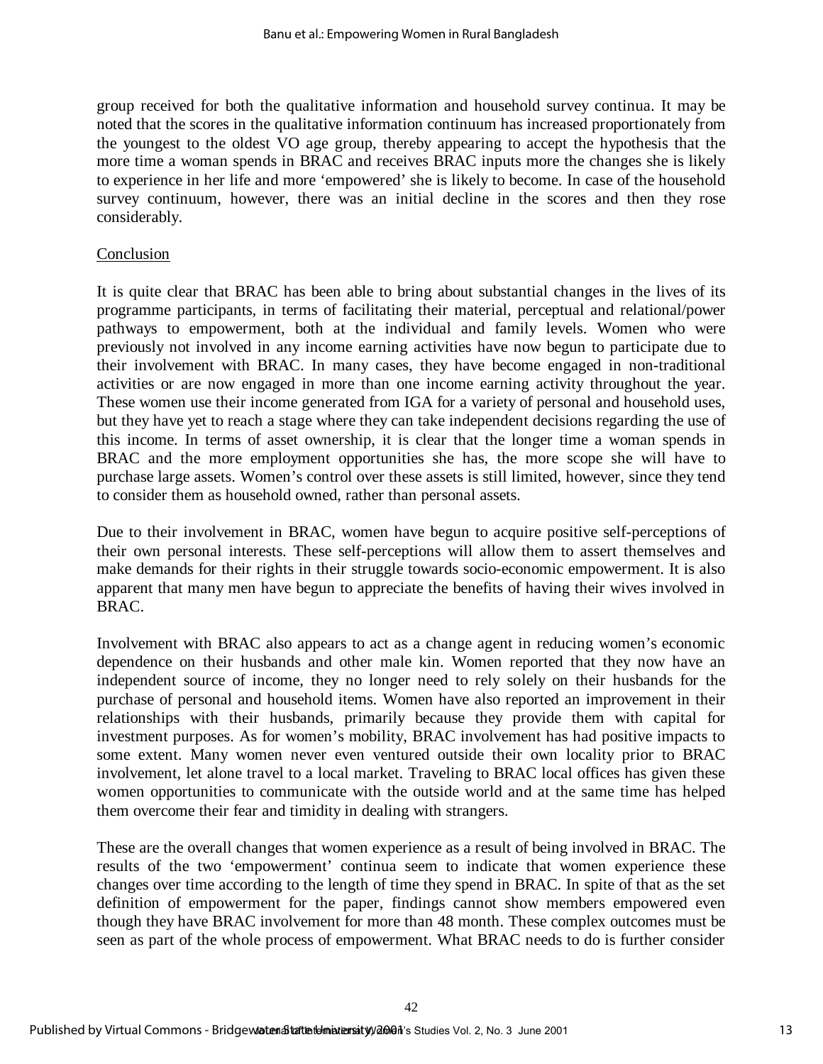group received for both the qualitative information and household survey continua. It may be noted that the scores in the qualitative information continuum has increased proportionately from the youngest to the oldest VO age group, thereby appearing to accept the hypothesis that the more time a woman spends in BRAC and receives BRAC inputs more the changes she is likely to experience in her life and more 'empowered' she is likely to become. In case of the household survey continuum, however, there was an initial decline in the scores and then they rose considerably.

## Conclusion

It is quite clear that BRAC has been able to bring about substantial changes in the lives of its programme participants, in terms of facilitating their material, perceptual and relational/power pathways to empowerment, both at the individual and family levels. Women who were previously not involved in any income earning activities have now begun to participate due to their involvement with BRAC. In many cases, they have become engaged in non-traditional activities or are now engaged in more than one income earning activity throughout the year. These women use their income generated from IGA for a variety of personal and household uses, but they have yet to reach a stage where they can take independent decisions regarding the use of this income. In terms of asset ownership, it is clear that the longer time a woman spends in BRAC and the more employment opportunities she has, the more scope she will have to purchase large assets. Women's control over these assets is still limited, however, since they tend to consider them as household owned, rather than personal assets.

Due to their involvement in BRAC, women have begun to acquire positive self-perceptions of their own personal interests. These self-perceptions will allow them to assert themselves and make demands for their rights in their struggle towards socio-economic empowerment. It is also apparent that many men have begun to appreciate the benefits of having their wives involved in BRAC.

Involvement with BRAC also appears to act as a change agent in reducing women's economic dependence on their husbands and other male kin. Women reported that they now have an independent source of income, they no longer need to rely solely on their husbands for the purchase of personal and household items. Women have also reported an improvement in their relationships with their husbands, primarily because they provide them with capital for investment purposes. As for women's mobility, BRAC involvement has had positive impacts to some extent. Many women never even ventured outside their own locality prior to BRAC involvement, let alone travel to a local market. Traveling to BRAC local offices has given these women opportunities to communicate with the outside world and at the same time has helped them overcome their fear and timidity in dealing with strangers.

These are the overall changes that women experience as a result of being involved in BRAC. The results of the two 'empowerment' continua seem to indicate that women experience these changes over time according to the length of time they spend in BRAC. In spite of that as the set definition of empowerment for the paper, findings cannot show members empowered even though they have BRAC involvement for more than 48 month. These complex outcomes must be seen as part of the whole process of empowerment. What BRAC needs to do is further consider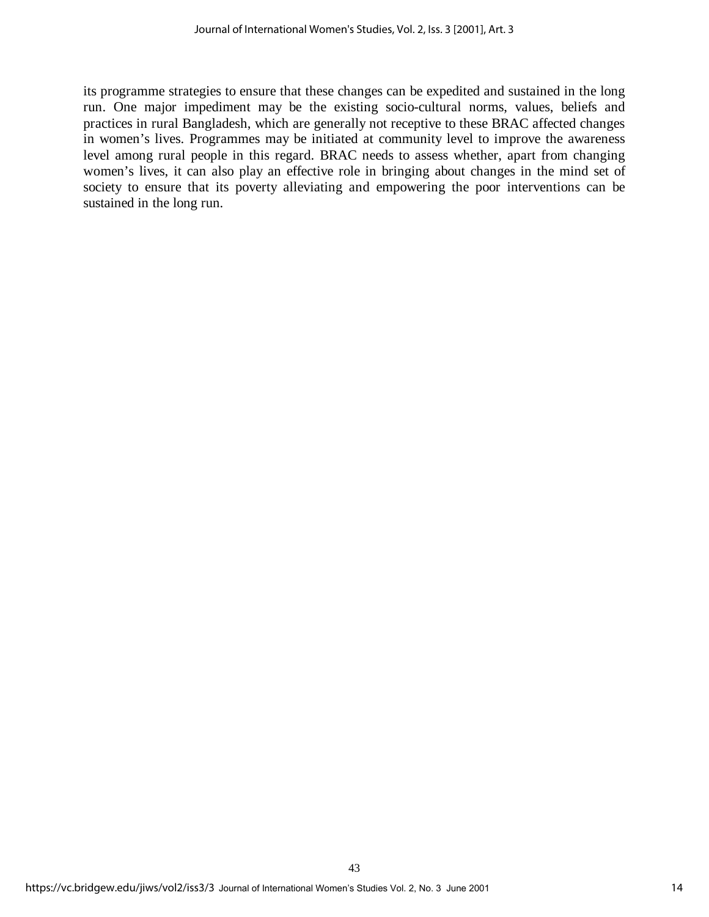its programme strategies to ensure that these changes can be expedited and sustained in the long run. One major impediment may be the existing socio-cultural norms, values, beliefs and practices in rural Bangladesh, which are generally not receptive to these BRAC affected changes in women's lives. Programmes may be initiated at community level to improve the awareness level among rural people in this regard. BRAC needs to assess whether, apart from changing women's lives, it can also play an effective role in bringing about changes in the mind set of society to ensure that its poverty alleviating and empowering the poor interventions can be sustained in the long run.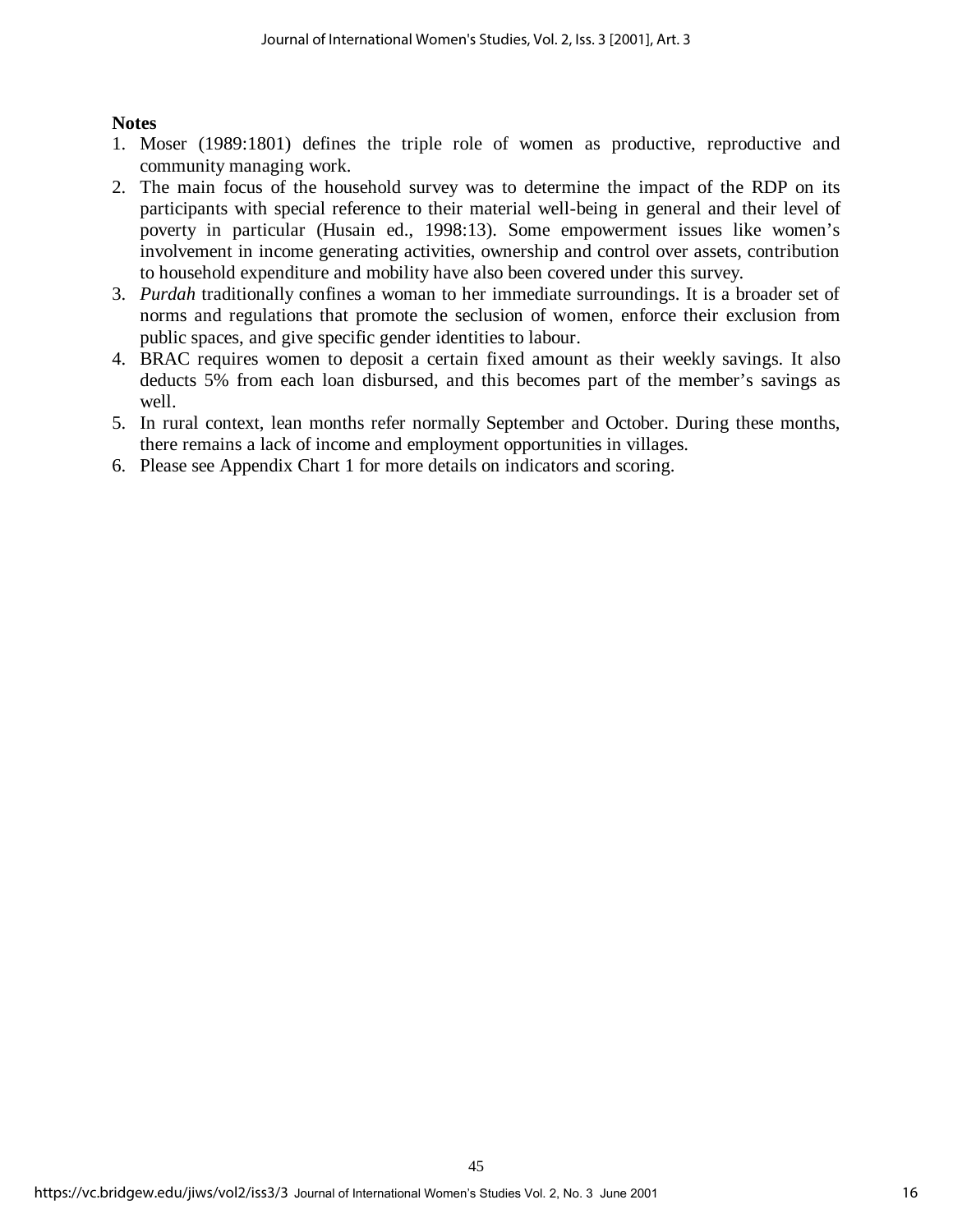**Notes**

1. Moser (1989:1801) defines the triple role of women as productive, reproductive and community managing work.
2. The main focus of the household survey was to determine the impact of the RDP on its participants with special reference to their material well-being in general and their level of poverty in particular (Husain ed., 1998:13). Some empowerment issues like women's involvement in income generating activities, ownership and control over assets, contribution to household expenditure and mobility have also been covered under this survey.
3. *Purdah* traditionally confines a woman to her immediate surroundings. It is a broader set of norms and regulations that promote the seclusion of women, enforce their exclusion from public spaces, and give specific gender identities to labour.
4. BRAC requires women to deposit a certain fixed amount as their weekly savings. It also deducts 5% from each loan disbursed, and this becomes part of the member's savings as well.
5. In rural context, lean months refer normally September and October. During these months, there remains a lack of income and employment opportunities in villages.
6. Please see Appendix Chart 1 for more details on indicators and scoring.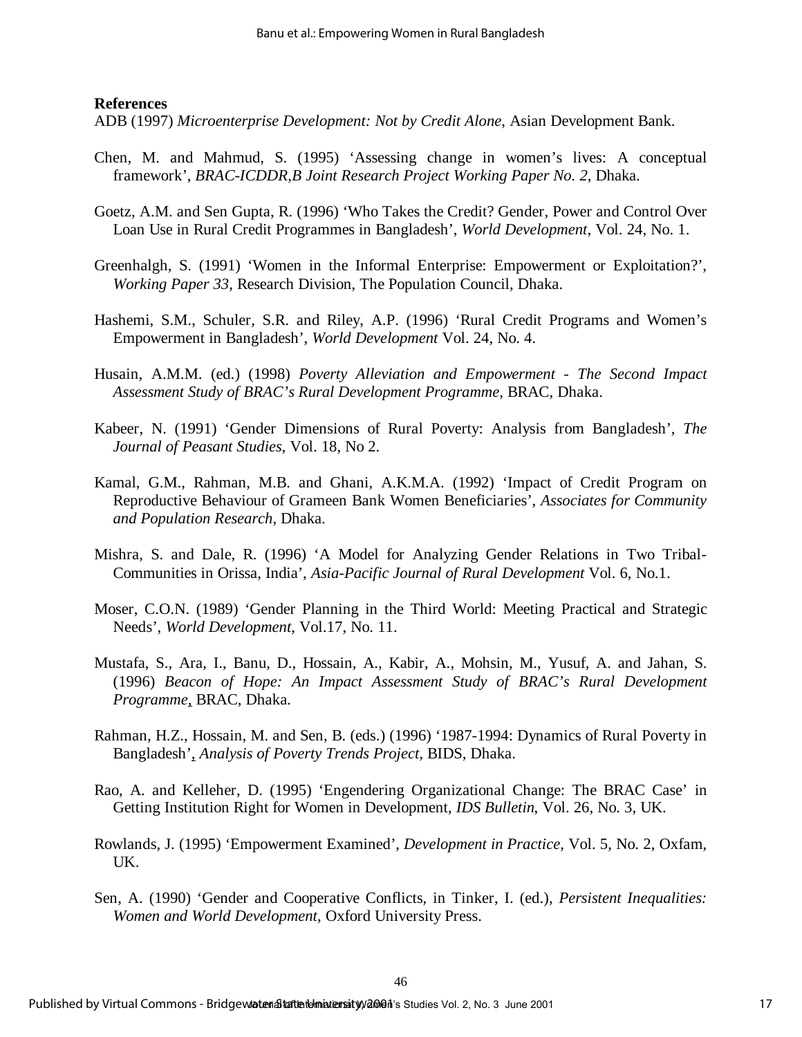**References**

ADB (1997) *Microenterprise Development: Not by Credit Alone*, Asian Development Bank.

Chen, M. and Mahmud, S. (1995) 'Assessing change in women's lives: A conceptual framework', *BRAC-ICDDR,B Joint Research Project Working Paper No. 2*, Dhaka.

Goetz, A.M. and Sen Gupta, R. (1996) 'Who Takes the Credit? Gender, Power and Control Over Loan Use in Rural Credit Programmes in Bangladesh', *World Development*, Vol. 24, No. 1.

Greenhalgh, S. (1991) 'Women in the Informal Enterprise: Empowerment or Exploitation?', *Working Paper 33*, Research Division, The Population Council, Dhaka.

Hashemi, S.M., Schuler, S.R. and Riley, A.P. (1996) 'Rural Credit Programs and Women's Empowerment in Bangladesh', *World Development* Vol. 24, No. 4.

Husain, A.M.M. (ed.) (1998) *Poverty Alleviation and Empowerment - The Second Impact Assessment Study of BRAC's Rural Development Programme*, BRAC, Dhaka.

Kabeer, N. (1991) 'Gender Dimensions of Rural Poverty: Analysis from Bangladesh', *The Journal of Peasant Studies*, Vol. 18, No 2.

Kamal, G.M., Rahman, M.B. and Ghani, A.K.M.A. (1992) 'Impact of Credit Program on Reproductive Behaviour of Grameen Bank Women Beneficiaries', *Associates for Community and Population Research*, Dhaka.

Mishra, S. and Dale, R. (1996) 'A Model for Analyzing Gender Relations in Two Tribal-Communities in Orissa, India', *Asia-Pacific Journal of Rural Development* Vol. 6, No.1.

Moser, C.O.N. (1989) 'Gender Planning in the Third World: Meeting Practical and Strategic Needs', *World Development*, Vol.17, No. 11.

Mustafa, S., Ara, I., Banu, D., Hossain, A., Kabir, A., Mohsin, M., Yusuf, A. and Jahan, S. (1996) *Beacon of Hope: An Impact Assessment Study of BRAC's Rural Development Programme*, BRAC, Dhaka.

Rahman, H.Z., Hossain, M. and Sen, B. (eds.) (1996) '1987-1994: Dynamics of Rural Poverty in Bangladesh', *Analysis of Poverty Trends Project*, BIDS, Dhaka.

Rao, A. and Kelleher, D. (1995) 'Engendering Organizational Change: The BRAC Case' in Getting Institution Right for Women in Development, *IDS Bulletin*, Vol. 26, No. 3, UK.

Rowlands, J. (1995) 'Empowerment Examined', *Development in Practice*, Vol. 5, No. 2, Oxfam, UK.

Sen, A. (1990) 'Gender and Cooperative Conflicts, in Tinker, I. (ed.), *Persistent Inequalities: Women and World Development*, Oxford University Press.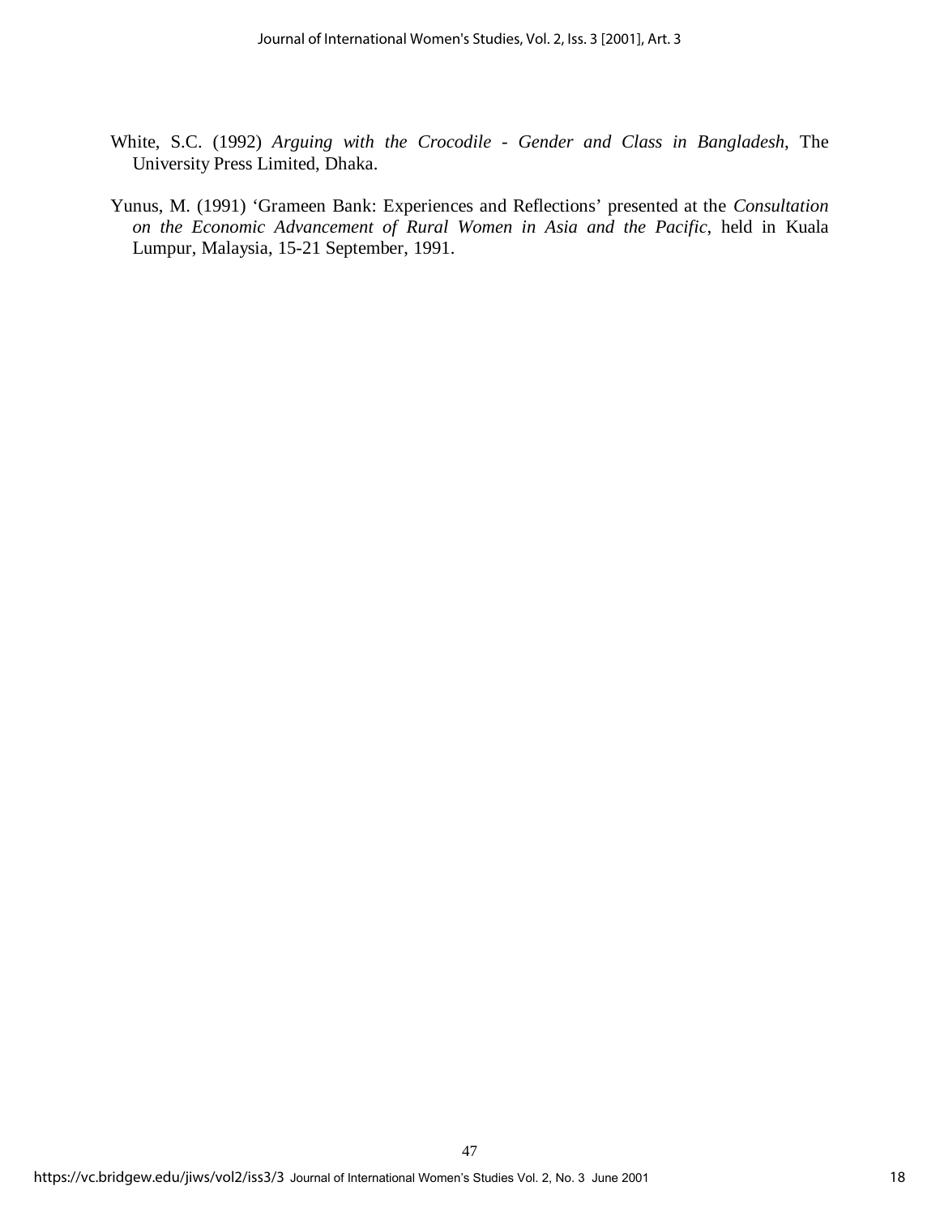White, S.C. (1992) *Arguing with the Crocodile - Gender and Class in Bangladesh*, The University Press Limited, Dhaka.

Yunus, M. (1991) 'Grameen Bank: Experiences and Reflections' presented at the *Consultation on the Economic Advancement of Rural Women in Asia and the Pacific*, held in Kuala Lumpur, Malaysia, 15-21 September, 1991.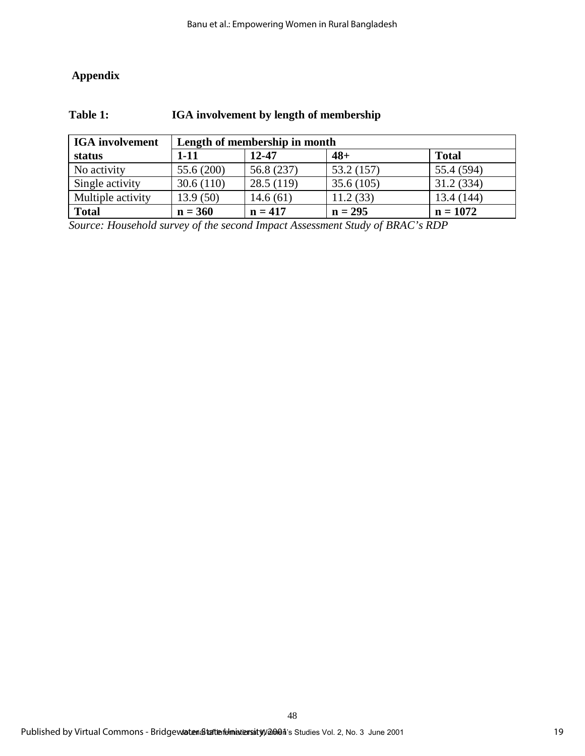## Appendix

**Table 1: IGA involvement by length of membership**

| IGA involvement status | Length of membership in month | | | |
|---|---|---|---|---|
| | **1-11** | **12-47** | **48+** | **Total** |
| No activity | 55.6 (200) | 56.8 (237) | 53.2 (157) | 55.4 (594) |
| Single activity | 30.6 (110) | 28.5 (119) | 35.6 (105) | 31.2 (334) |
| Multiple activity | 13.9 (50) | 14.6 (61) | 11.2 (33) | 13.4 (144) |
| **Total** | **n = 360** | **n = 417** | **n = 295** | **n = 1072** |

*Source: Household survey of the second Impact Assessment Study of BRAC's RDP*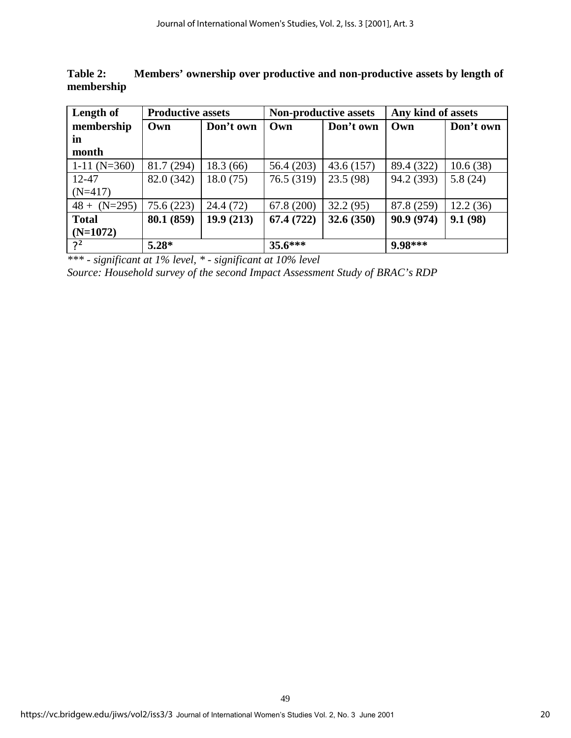**Table 2: Members' ownership over productive and non-productive assets by length of membership**

| Length of membership in month | Productive assets | | Non-productive assets | | Any kind of assets | |
|---|---|---|---|---|---|---|
| | Own | Don't own | Own | Don't own | Own | Don't own |
| 1-11 (N=360) | 81.7 (294) | 18.3 (66) | 56.4 (203) | 43.6 (157) | 89.4 (322) | 10.6 (38) |
| 12-47 (N=417) | 82.0 (342) | 18.0 (75) | 76.5 (319) | 23.5 (98) | 94.2 (393) | 5.8 (24) |
| 48 + (N=295) | 75.6 (223) | 24.4 (72) | 67.8 (200) | 32.2 (95) | 87.8 (259) | 12.2 (36) |
| **Total (N=1072)** | **80.1 (859)** | **19.9 (213)** | **67.4 (722)** | **32.6 (350)** | **90.9 (974)** | **9.1 (98)** |
| $?^2$ | **5.28*** | | **35.6***** | | **9.98***** | |

*\*\*\* - significant at 1% level, \* - significant at 10% level*

*Source: Household survey of the second Impact Assessment Study of BRAC's RDP*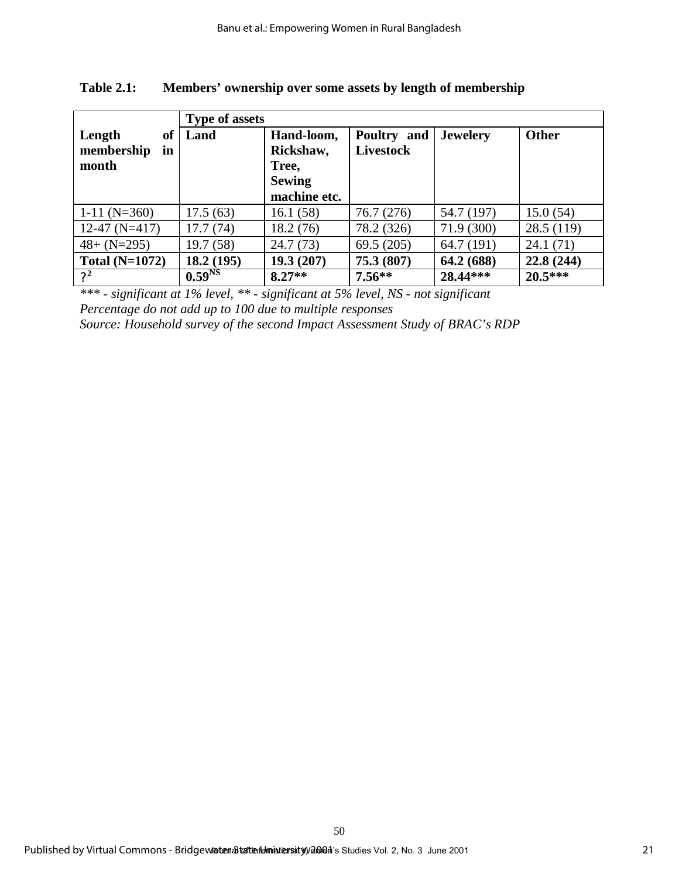**Table 2.1: Members' ownership over some assets by length of membership**

| Length of membership in month | Type of assets | | | | |
|---|---|---|---|---|---|
| | Land | Hand-loom, Rickshaw, Tree, Sewing machine etc. | Poultry and Livestock | Jewelery | Other |
| 1-11 (N=360) | 17.5 (63) | 16.1 (58) | 76.7 (276) | 54.7 (197) | 15.0 (54) |
| 12-47 (N=417) | 17.7 (74) | 18.2 (76) | 78.2 (326) | 71.9 (300) | 28.5 (119) |
| 48+ (N=295) | 19.7 (58) | 24.7 (73) | 69.5 (205) | 64.7 (191) | 24.1 (71) |
| **Total (N=1072)** | **18.2 (195)** | **19.3 (207)** | **75.3 (807)** | **64.2 (688)** | **22.8 (244)** |
| **?$^2$** | **0.59$^{NS}$** | **8.27\*\*** | **7.56\*\*** | **28.44\*\*\*** | **20.5\*\*\*** |

*\*\*\* - significant at 1% level, \*\* - significant at 5% level, NS - not significant*

*Percentage do not add up to 100 due to multiple responses*

*Source: Household survey of the second Impact Assessment Study of BRAC's RDP*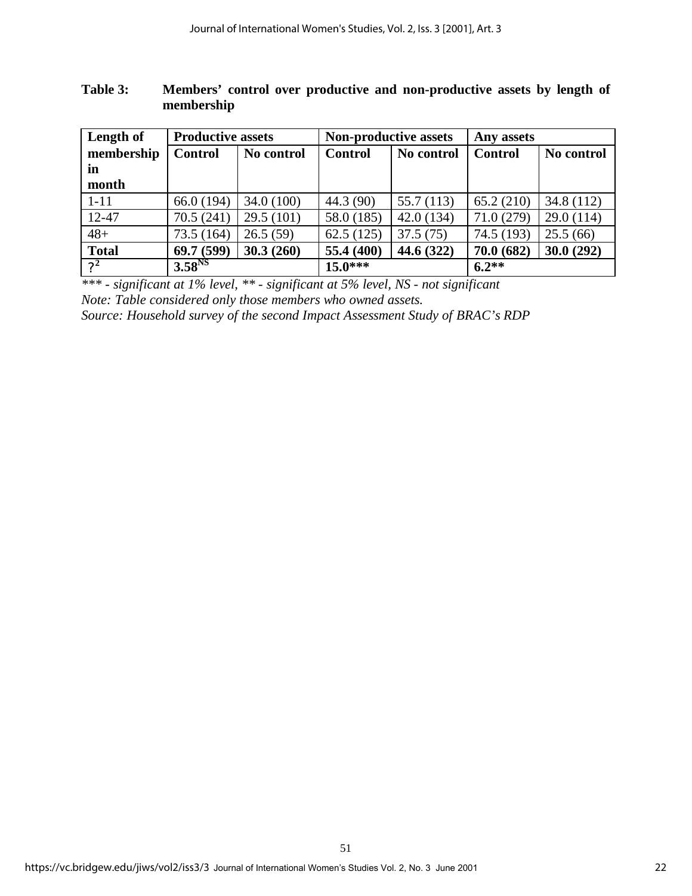**Table 3: Members' control over productive and non-productive assets by length of membership**

| Length of membership in month | Productive assets | | Non-productive assets | | Any assets | |
|---|---|---|---|---|---|---|
| | **Control** | **No control** | **Control** | **No control** | **Control** | **No control** |
| 1-11 | 66.0 (194) | 34.0 (100) | 44.3 (90) | 55.7 (113) | 65.2 (210) | 34.8 (112) |
| 12-47 | 70.5 (241) | 29.5 (101) | 58.0 (185) | 42.0 (134) | 71.0 (279) | 29.0 (114) |
| 48+ | 73.5 (164) | 26.5 (59) | 62.5 (125) | 37.5 (75) | 74.5 (193) | 25.5 (66) |
| **Total** | **69.7 (599)** | **30.3 (260)** | **55.4 (400)** | **44.6 (322)** | **70.0 (682)** | **30.0 (292)** |
| $?^2$ | $\mathbf{3.58^{NS}}$ | | **15.0\*\*\*** | | **6.2\*\*** | |

*\*\*\* - significant at 1% level, \*\* - significant at 5% level, NS - not significant*

*Note: Table considered only those members who owned assets.*

*Source: Household survey of the second Impact Assessment Study of BRAC's RDP*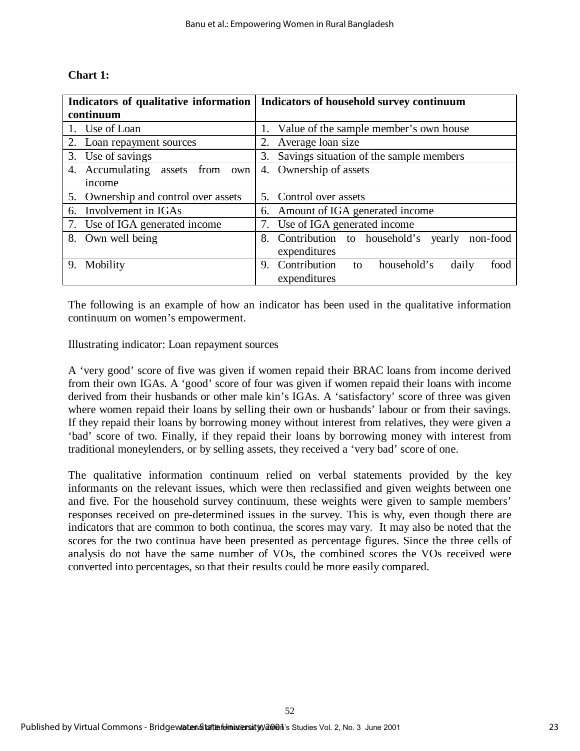**Chart 1:**

| Indicators of qualitative information continuum | Indicators of household survey continuum |
|---|---|
| 1. Use of Loan | 1. Value of the sample member's own house |
| 2. Loan repayment sources | 2. Average loan size |
| 3. Use of savings | 3. Savings situation of the sample members |
| 4. Accumulating assets from own income | 4. Ownership of assets |
| 5. Ownership and control over assets | 5. Control over assets |
| 6. Involvement in IGAs | 6. Amount of IGA generated income |
| 7. Use of IGA generated income | 7. Use of IGA generated income |
| 8. Own well being | 8. Contribution to household's yearly non-food expenditures |
| 9. Mobility | 9. Contribution to household's daily food expenditures |

The following is an example of how an indicator has been used in the qualitative information continuum on women's empowerment.

Illustrating indicator: Loan repayment sources

A 'very good' score of five was given if women repaid their BRAC loans from income derived from their own IGAs. A 'good' score of four was given if women repaid their loans with income derived from their husbands or other male kin's IGAs. A 'satisfactory' score of three was given where women repaid their loans by selling their own or husbands' labour or from their savings. If they repaid their loans by borrowing money without interest from relatives, they were given a 'bad' score of two. Finally, if they repaid their loans by borrowing money with interest from traditional moneylenders, or by selling assets, they received a 'very bad' score of one.

The qualitative information continuum relied on verbal statements provided by the key informants on the relevant issues, which were then reclassified and given weights between one and five. For the household survey continuum, these weights were given to sample members' responses received on pre-determined issues in the survey. This is why, even though there are indicators that are common to both continua, the scores may vary. It may also be noted that the scores for the two continua have been presented as percentage figures. Since the three cells of analysis do not have the same number of VOs, the combined scores the VOs received were converted into percentages, so that their results could be more easily compared.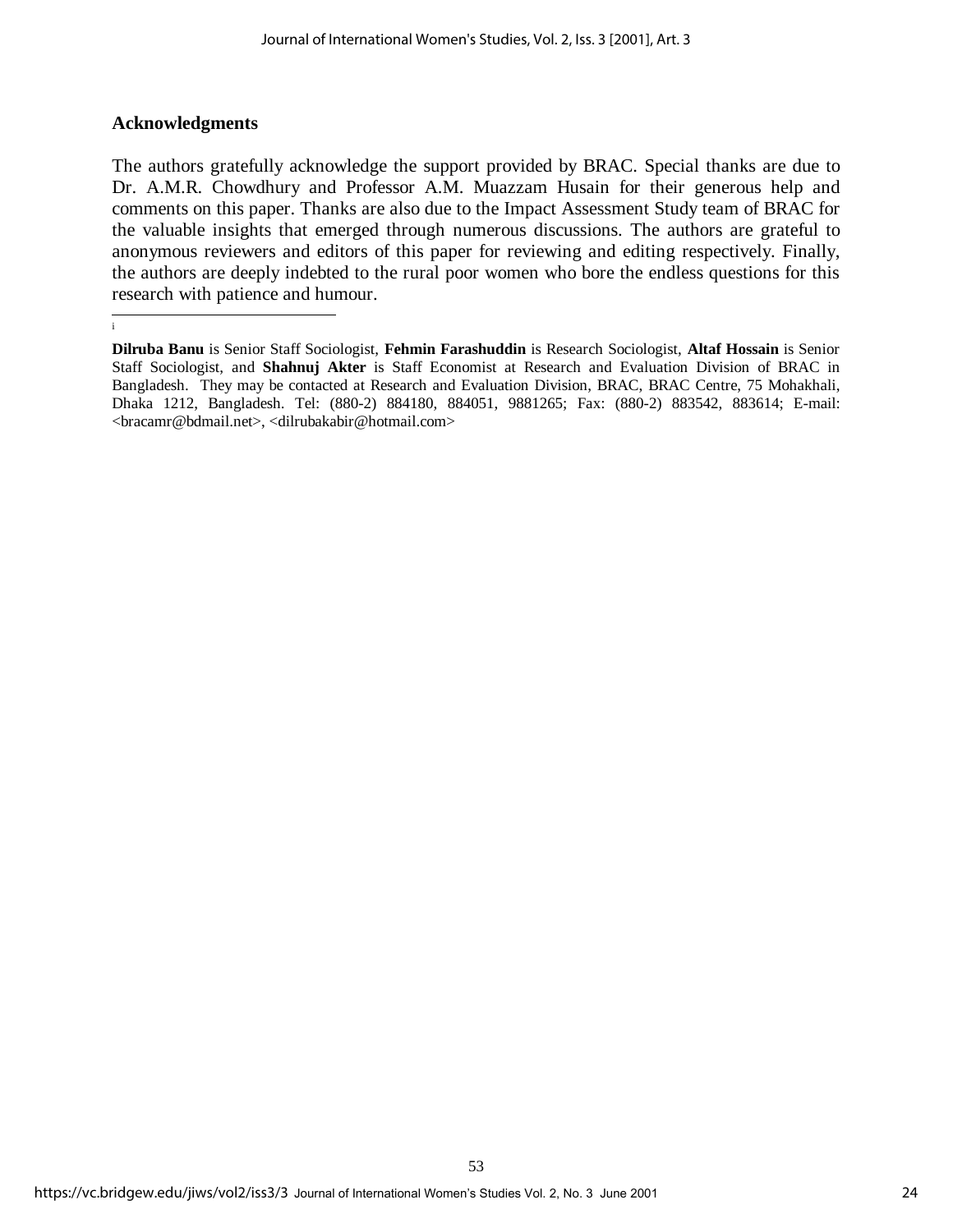## Acknowledgments

The authors gratefully acknowledge the support provided by BRAC. Special thanks are due to Dr. A.M.R. Chowdhury and Professor A.M. Muazzam Husain for their generous help and comments on this paper. Thanks are also due to the Impact Assessment Study team of BRAC for the valuable insights that emerged through numerous discussions. The authors are grateful to anonymous reviewers and editors of this paper for reviewing and editing respectively. Finally, the authors are deeply indebted to the rural poor women who bore the endless questions for this research with patience and humour.

---

[i]

**Dilruba Banu** is Senior Staff Sociologist, **Fehmin Farashuddin** is Research Sociologist, **Altaf Hossain** is Senior Staff Sociologist, and **Shahnuj Akter** is Staff Economist at Research and Evaluation Division of BRAC in Bangladesh. They may be contacted at Research and Evaluation Division, BRAC, BRAC Centre, 75 Mohakhali, Dhaka 1212, Bangladesh. Tel: (880-2) 884180, 884051, 9881265; Fax: (880-2) 883542, 883614; E-mail: <bracamr@bdmail.net>, <dilrubakabir@hotmail.com>